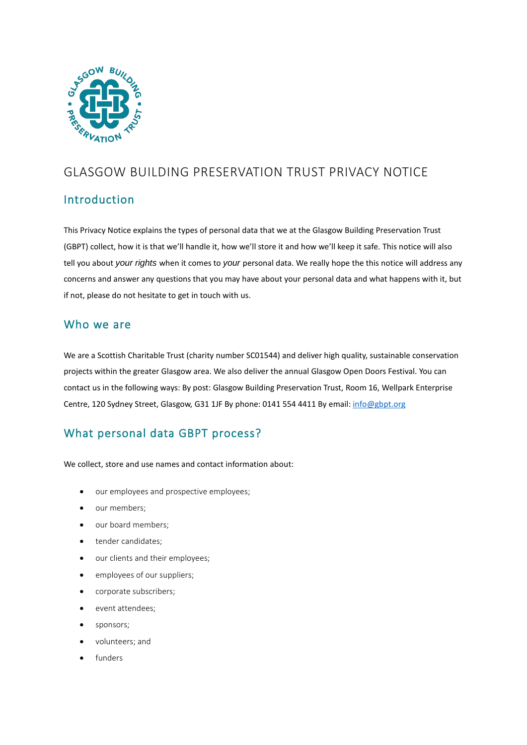# GLASGOW BUILDING PRESERVATION TRUST PRIVACY NOTICE

## Introduction

This Privacy Notice explains the types of personal data that we at the Glasgow Building Preservation Trust (GBPT) collect, how it is that we'll handle it, how we'll store it and how we'll keep it safe. This notice will also tell you about *your rights* when it comes to *your* personal data. We really hope the this notice will address any concerns and answer any questions that you may have about your personal data and what happens with it, but if not, please do not hesitate to get in touch with us.

## Who we are

We are a Scottish Charitable Trust (charity number SC01544) and deliver high quality, sustainable conservation projects within the greater Glasgow area. We also deliver the annual Glasgow Open Doors Festival. You can contact us in the following ways: By post: Glasgow Building Preservation Trust, Room 16, Wellpark Enterprise Centre, 120 Sydney Street, Glasgow, G31 1JF By phone: 0141 554 4411 By email: [info@gbpt.org](mailto:info@gbpt.org)

## What personal data GBPT process?

We collect, store and use names and contact information about:

- our employees and prospective employees;
- our members;
- our board members;
- tender candidates;
- our clients and their employees;
- employees of our suppliers;
- corporate subscribers;
- event attendees;
- sponsors;
- volunteers; and
- funders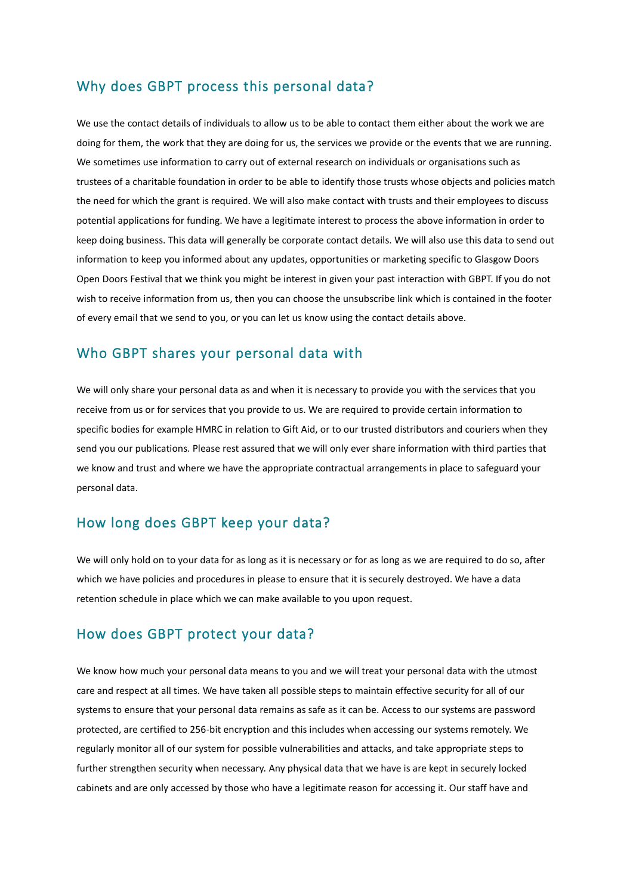## Why does GBPT process this personal data?

We use the contact details of individuals to allow us to be able to contact them either about the work we are doing for them, the work that they are doing for us, the services we provide or the events that we are running. We sometimes use information to carry out of external research on individuals or organisations such as trustees of a charitable foundation in order to be able to identify those trusts whose objects and policies match the need for which the grant is required. We will also make contact with trusts and their employees to discuss potential applications for funding. We have a legitimate interest to process the above information in order to keep doing business. This data will generally be corporate contact details. We will also use this data to send out information to keep you informed about any updates, opportunities or marketing specific to Glasgow Doors Open Doors Festival that we think you might be interest in given your past interaction with GBPT. If you do not wish to receive information from us, then you can choose the unsubscribe link which is contained in the footer of every email that we send to you, or you can let us know using the contact details above.

## Who GBPT shares your personal data with

We will only share your personal data as and when it is necessary to provide you with the services that you receive from us or for services that you provide to us. We are required to provide certain information to specific bodies for example HMRC in relation to Gift Aid, or to our trusted distributors and couriers when they send you our publications. Please rest assured that we will only ever share information with third parties that we know and trust and where we have the appropriate contractual arrangements in place to safeguard your personal data.

## How long does GBPT keep your data?

We will only hold on to your data for as long as it is necessary or for as long as we are required to do so, after which we have policies and procedures in please to ensure that it is securely destroyed. We have a data retention schedule in place which we can make available to you upon request.

## How does GBPT protect your data?

We know how much your personal data means to you and we will treat your personal data with the utmost care and respect at all times. We have taken all possible steps to maintain effective security for all of our systems to ensure that your personal data remains as safe as it can be. Access to our systems are password protected, are certified to 256-bit encryption and this includes when accessing our systems remotely. We regularly monitor all of our system for possible vulnerabilities and attacks, and take appropriate steps to further strengthen security when necessary. Any physical data that we have is are kept in securely locked cabinets and are only accessed by those who have a legitimate reason for accessing it. Our staff have and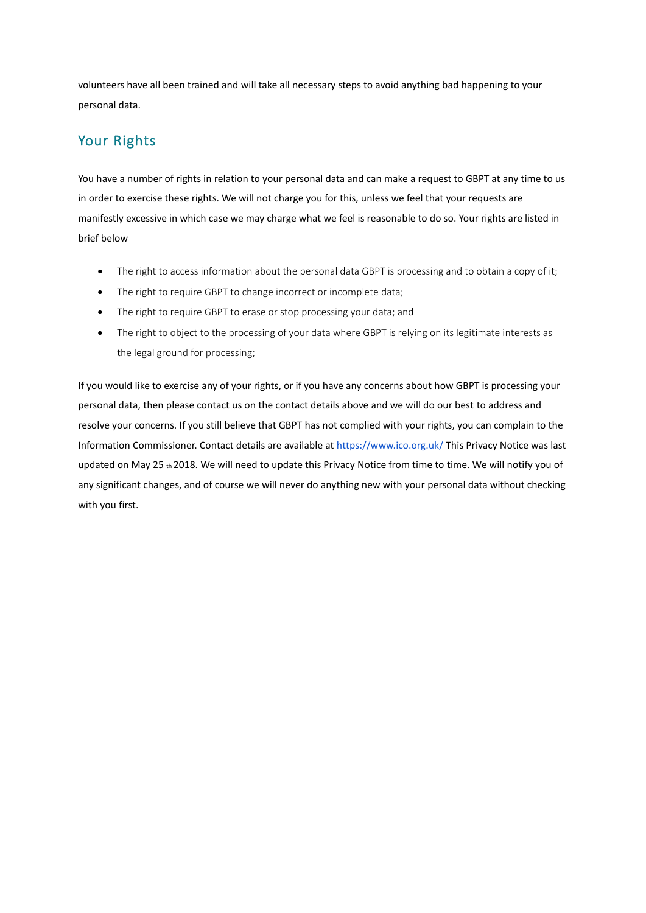volunteers have all been trained and will take all necessary steps to avoid anything bad happening to your personal data.

## Your Rights

You have a number of rights in relation to your personal data and can make a request to GBPT at any time to us in order to exercise these rights. We will not charge you for this, unless we feel that your requests are manifestly excessive in which case we may charge what we feel is reasonable to do so. Your rights are listed in brief below

- The right to access information about the personal data GBPT is processing and to obtain a copy of it;
- The right to require GBPT to change incorrect or incomplete data;
- The right to require GBPT to erase or stop processing your data; and
- The right to object to the processing of your data where GBPT is relying on its legitimate interests as the legal ground for processing;

If you would like to exercise any of your rights, or if you have any concerns about how GBPT is processing your personal data, then please contact us on the contact details above and we will do our best to address and resolve your concerns. If you still believe that GBPT has not complied with your rights, you can complain to the Information Commissioner. Contact details are available at https://www.ico.org.uk/ This Privacy Notice was last updated on May 25 th 2018. We will need to update this Privacy Notice from time to time. We will notify you of any significant changes, and of course we will never do anything new with your personal data without checking with you first.